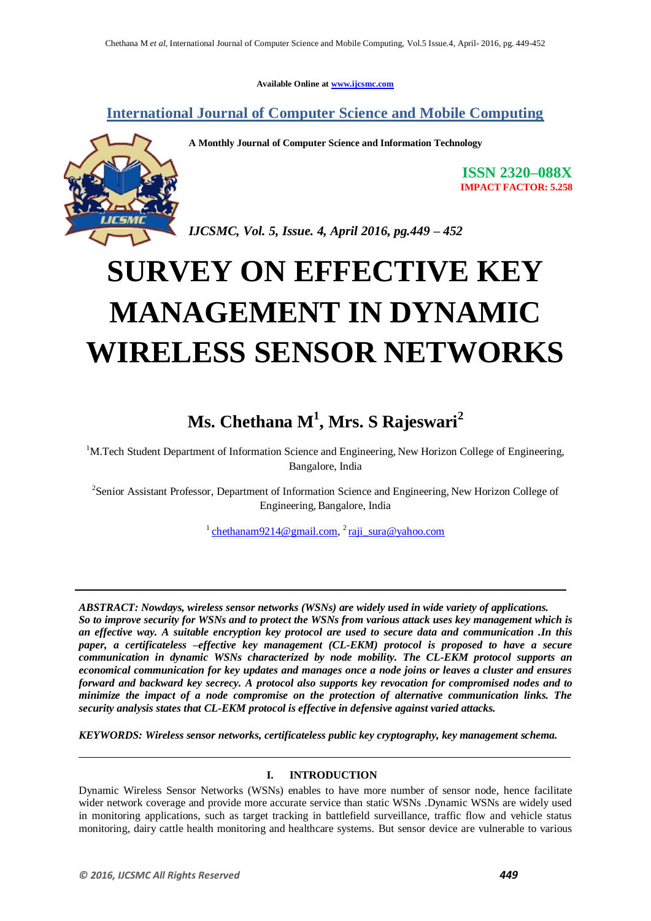Available Online at www.ijcsmc.com

## International Journal of Computer Science and Mobile Computing

**A Monthly Journal of Computer Science and Information Technology**

**ISSN 2320–088X**
**IMPACT FACTOR: 5.258**

*IJCSMC, Vol. 5, Issue. 4, April 2016, pg.449 – 452*

# SURVEY ON EFFECTIVE KEY MANAGEMENT IN DYNAMIC WIRELESS SENSOR NETWORKS

**Ms. Chethana M[1], Mrs. S Rajeswari[2]**

[1]M.Tech Student Department of Information Science and Engineering, New Horizon College of Engineering, Bangalore, India

[2]Senior Assistant Professor, Department of Information Science and Engineering, New Horizon College of Engineering, Bangalore, India

[1] chethanam9214@gmail.com, [2] raji_sura@yahoo.com

---

***ABSTRACT: Nowdays, wireless sensor networks (WSNs) are widely used in wide variety of applications. So to improve security for WSNs and to protect the WSNs from various attack uses key management which is an effective way. A suitable encryption key protocol are used to secure data and communication .In this paper, a certificateless –effective key management (CL-EKM) protocol is proposed to have a secure communication in dynamic WSNs characterized by node mobility. The CL-EKM protocol supports an economical communication for key updates and manages once a node joins or leaves a cluster and ensures forward and backward key secrecy. A protocol also supports key revocation for compromised nodes and to minimize the impact of a node compromise on the protection of alternative communication links. The security analysis states that CL-EKM protocol is effective in defensive against varied attacks.***

***KEYWORDS: Wireless sensor networks, certificateless public key cryptography, key management schema.***

---

## I. INTRODUCTION

Dynamic Wireless Sensor Networks (WSNs) enables to have more number of sensor node, hence facilitate wider network coverage and provide more accurate service than static WSNs .Dynamic WSNs are widely used in monitoring applications, such as target tracking in battlefield surveillance, traffic flow and vehicle status monitoring, dairy cattle health monitoring and healthcare systems. But sensor device are vulnerable to various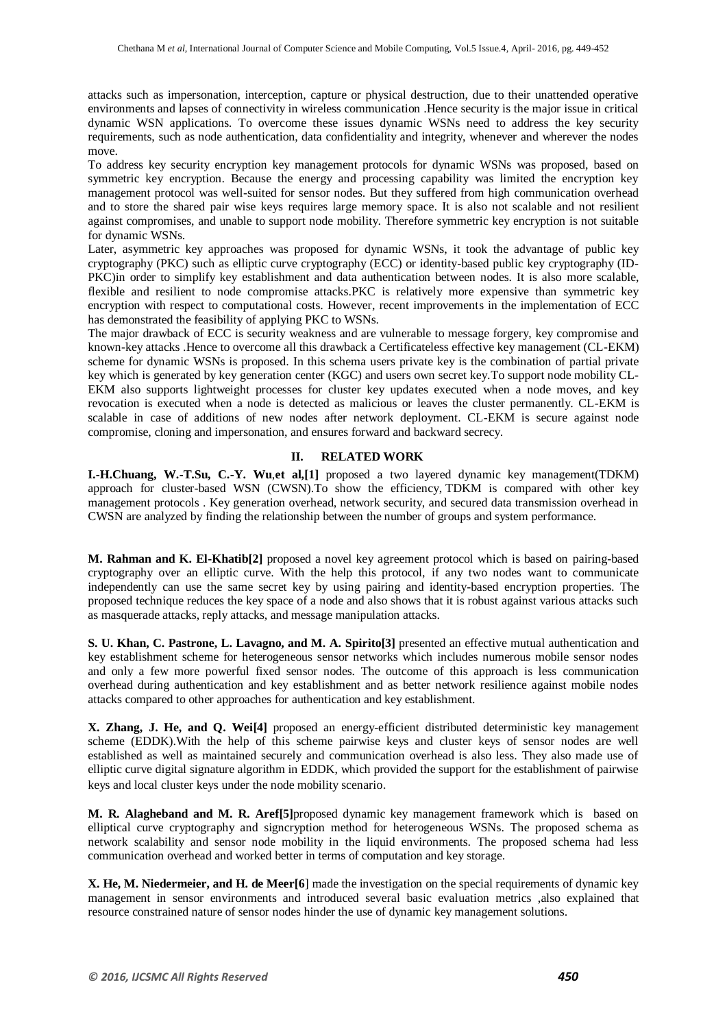attacks such as impersonation, interception, capture or physical destruction, due to their unattended operative environments and lapses of connectivity in wireless communication .Hence security is the major issue in critical dynamic WSN applications. To overcome these issues dynamic WSNs need to address the key security requirements, such as node authentication, data confidentiality and integrity, whenever and wherever the nodes move.

To address key security encryption key management protocols for dynamic WSNs was proposed, based on symmetric key encryption. Because the energy and processing capability was limited the encryption key management protocol was well-suited for sensor nodes. But they suffered from high communication overhead and to store the shared pair wise keys requires large memory space. It is also not scalable and not resilient against compromises, and unable to support node mobility. Therefore symmetric key encryption is not suitable for dynamic WSNs.

Later, asymmetric key approaches was proposed for dynamic WSNs, it took the advantage of public key cryptography (PKC) such as elliptic curve cryptography (ECC) or identity-based public key cryptography (ID-PKC)in order to simplify key establishment and data authentication between nodes. It is also more scalable, flexible and resilient to node compromise attacks.PKC is relatively more expensive than symmetric key encryption with respect to computational costs. However, recent improvements in the implementation of ECC has demonstrated the feasibility of applying PKC to WSNs.

The major drawback of ECC is security weakness and are vulnerable to message forgery, key compromise and known-key attacks .Hence to overcome all this drawback a Certificateless effective key management (CL-EKM) scheme for dynamic WSNs is proposed. In this schema users private key is the combination of partial private key which is generated by key generation center (KGC) and users own secret key.To support node mobility CL-EKM also supports lightweight processes for cluster key updates executed when a node moves, and key revocation is executed when a node is detected as malicious or leaves the cluster permanently. CL-EKM is scalable in case of additions of new nodes after network deployment. CL-EKM is secure against node compromise, cloning and impersonation, and ensures forward and backward secrecy.

## II. RELATED WORK

**I.-H.Chuang, W.-T.Su, C.-Y. Wu,et al,[1]** proposed a two layered dynamic key management(TDKM) approach for cluster-based WSN (CWSN).To show the efficiency, TDKM is compared with other key management protocols . Key generation overhead, network security, and secured data transmission overhead in CWSN are analyzed by finding the relationship between the number of groups and system performance.

**M. Rahman and K. El-Khatib[2]** proposed a novel key agreement protocol which is based on pairing-based cryptography over an elliptic curve. With the help this protocol, if any two nodes want to communicate independently can use the same secret key by using pairing and identity-based encryption properties. The proposed technique reduces the key space of a node and also shows that it is robust against various attacks such as masquerade attacks, reply attacks, and message manipulation attacks.

**S. U. Khan, C. Pastrone, L. Lavagno, and M. A. Spirito[3]** presented an effective mutual authentication and key establishment scheme for heterogeneous sensor networks which includes numerous mobile sensor nodes and only a few more powerful fixed sensor nodes. The outcome of this approach is less communication overhead during authentication and key establishment and as better network resilience against mobile nodes attacks compared to other approaches for authentication and key establishment.

**X. Zhang, J. He, and Q. Wei[4]** proposed an energy-efficient distributed deterministic key management scheme (EDDK).With the help of this scheme pairwise keys and cluster keys of sensor nodes are well established as well as maintained securely and communication overhead is also less. They also made use of elliptic curve digital signature algorithm in EDDK, which provided the support for the establishment of pairwise keys and local cluster keys under the node mobility scenario.

**M. R. Alagheband and M. R. Aref[5]**proposed dynamic key management framework which is based on elliptical curve cryptography and signcryption method for heterogeneous WSNs. The proposed schema as network scalability and sensor node mobility in the liquid environments. The proposed schema had less communication overhead and worked better in terms of computation and key storage.

**X. He, M. Niedermeier, and H. de Meer[6**] made the investigation on the special requirements of dynamic key management in sensor environments and introduced several basic evaluation metrics ,also explained that resource constrained nature of sensor nodes hinder the use of dynamic key management solutions.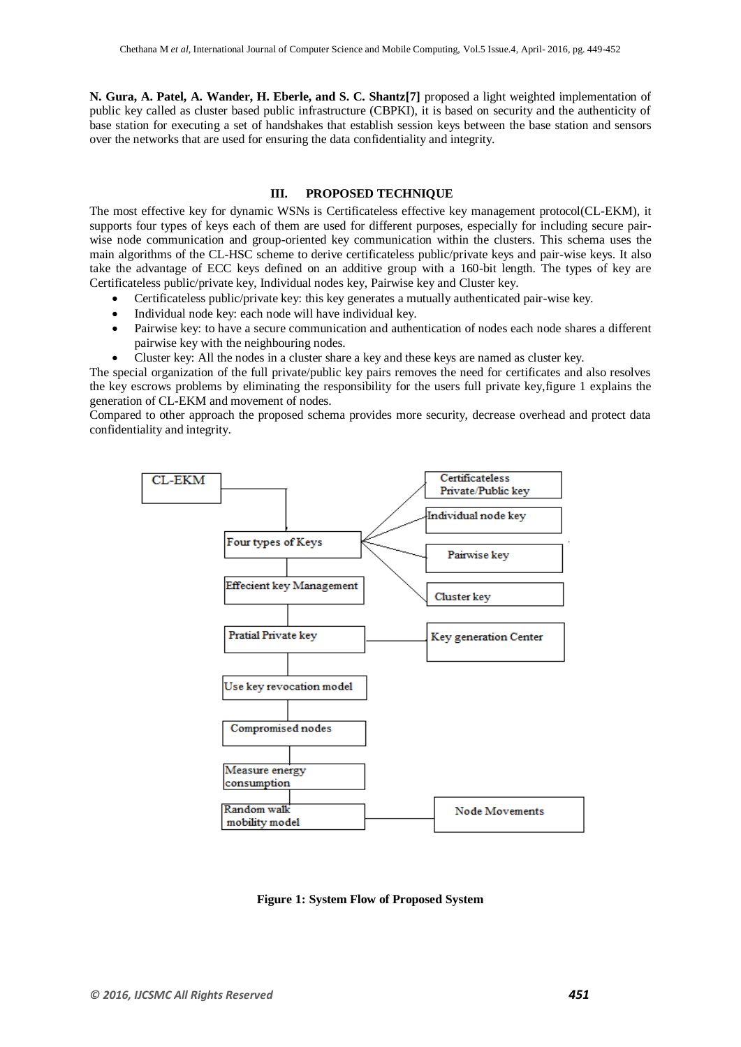**N. Gura, A. Patel, A. Wander, H. Eberle, and S. C. Shantz[7]** proposed a light weighted implementation of public key called as cluster based public infrastructure (CBPKI), it is based on security and the authenticity of base station for executing a set of handshakes that establish session keys between the base station and sensors over the networks that are used for ensuring the data confidentiality and integrity.

## III. PROPOSED TECHNIQUE

The most effective key for dynamic WSNs is Certificateless effective key management protocol(CL-EKM), it supports four types of keys each of them are used for different purposes, especially for including secure pair-wise node communication and group-oriented key communication within the clusters. This schema uses the main algorithms of the CL-HSC scheme to derive certificateless public/private keys and pair-wise keys. It also take the advantage of ECC keys defined on an additive group with a 160-bit length. The types of key are Certificateless public/private key, Individual nodes key, Pairwise key and Cluster key.

- Certificateless public/private key: this key generates a mutually authenticated pair-wise key.
- Individual node key: each node will have individual key.
- Pairwise key: to have a secure communication and authentication of nodes each node shares a different pairwise key with the neighbouring nodes.
- Cluster key: All the nodes in a cluster share a key and these keys are named as cluster key.

The special organization of the full private/public key pairs removes the need for certificates and also resolves the key escrows problems by eliminating the responsibility for the users full private key,figure 1 explains the generation of CL-EKM and movement of nodes.

Compared to other approach the proposed schema provides more security, decrease overhead and protect data confidentiality and integrity.

CL-EKM → Four types of Keys → (Certificateless Private/Public key; Individual node key; Pairwise key; Cluster key)

Four types of Keys → Effecient key Management → Pratial Private key (→ Key generation Center) → Use key revocation model → Compromised nodes → Measure energy consumption → Random walk mobility model (→ Node Movements)

**Figure 1: System Flow of Proposed System**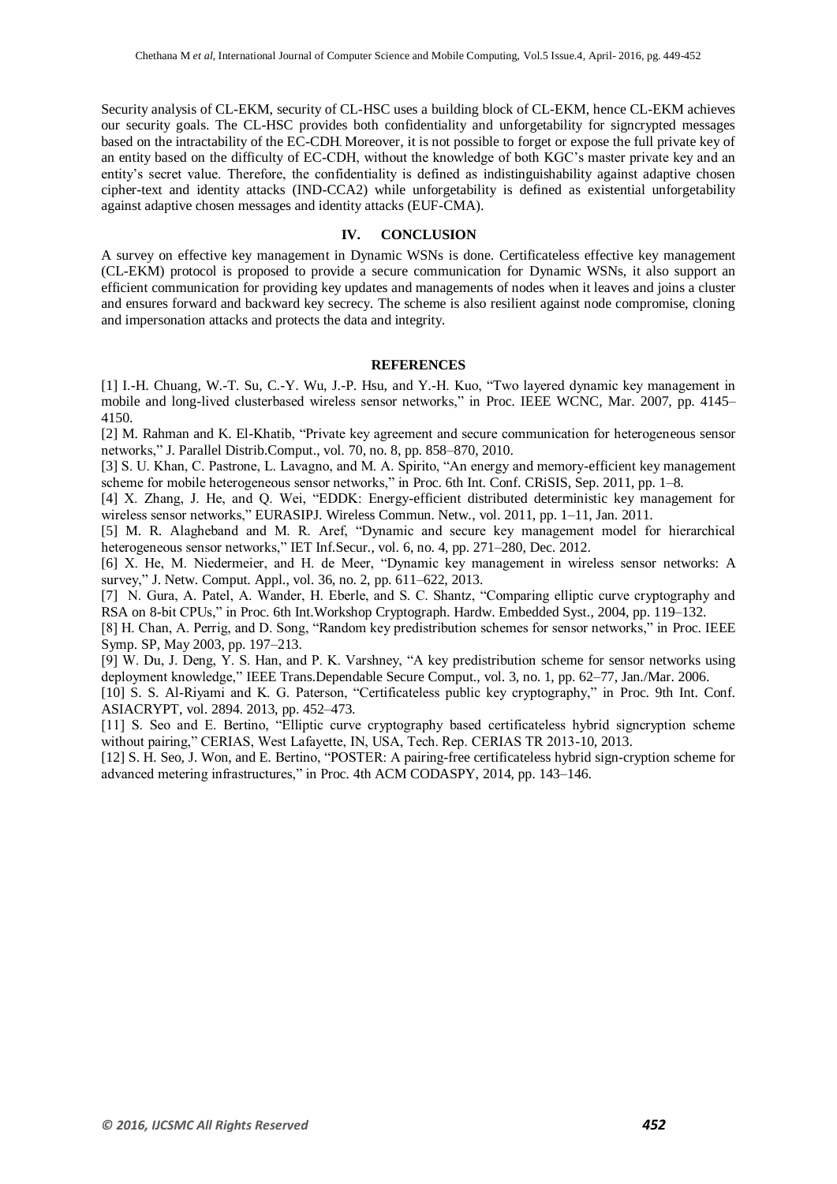Security analysis of CL-EKM, security of CL-HSC uses a building block of CL-EKM, hence CL-EKM achieves our security goals. The CL-HSC provides both confidentiality and unforgetability for signcrypted messages based on the intractability of the EC-CDH. Moreover, it is not possible to forget or expose the full private key of an entity based on the difficulty of EC-CDH, without the knowledge of both KGC's master private key and an entity's secret value. Therefore, the confidentiality is defined as indistinguishability against adaptive chosen cipher-text and identity attacks (IND-CCA2) while unforgetability is defined as existential unforgetability against adaptive chosen messages and identity attacks (EUF-CMA).

## IV. CONCLUSION

A survey on effective key management in Dynamic WSNs is done. Certificateless effective key management (CL-EKM) protocol is proposed to provide a secure communication for Dynamic WSNs, it also support an efficient communication for providing key updates and managements of nodes when it leaves and joins a cluster and ensures forward and backward key secrecy. The scheme is also resilient against node compromise, cloning and impersonation attacks and protects the data and integrity.

## REFERENCES

[1] I.-H. Chuang, W.-T. Su, C.-Y. Wu, J.-P. Hsu, and Y.-H. Kuo, "Two layered dynamic key management in mobile and long-lived clusterbased wireless sensor networks," in Proc. IEEE WCNC, Mar. 2007, pp. 4145–4150.

[2] M. Rahman and K. El-Khatib, "Private key agreement and secure communication for heterogeneous sensor networks," J. Parallel Distrib.Comput., vol. 70, no. 8, pp. 858–870, 2010.

[3] S. U. Khan, C. Pastrone, L. Lavagno, and M. A. Spirito, "An energy and memory-efficient key management scheme for mobile heterogeneous sensor networks," in Proc. 6th Int. Conf. CRiSIS, Sep. 2011, pp. 1–8.

[4] X. Zhang, J. He, and Q. Wei, "EDDK: Energy-efficient distributed deterministic key management for wireless sensor networks," EURASIPJ. Wireless Commun. Netw., vol. 2011, pp. 1–11, Jan. 2011.

[5] M. R. Alagheband and M. R. Aref, "Dynamic and secure key management model for hierarchical heterogeneous sensor networks," IET Inf.Secur., vol. 6, no. 4, pp. 271–280, Dec. 2012.

[6] X. He, M. Niedermeier, and H. de Meer, "Dynamic key management in wireless sensor networks: A survey," J. Netw. Comput. Appl., vol. 36, no. 2, pp. 611–622, 2013.

[7] N. Gura, A. Patel, A. Wander, H. Eberle, and S. C. Shantz, "Comparing elliptic curve cryptography and RSA on 8-bit CPUs," in Proc. 6th Int.Workshop Cryptograph. Hardw. Embedded Syst., 2004, pp. 119–132.

[8] H. Chan, A. Perrig, and D. Song, "Random key predistribution schemes for sensor networks," in Proc. IEEE Symp. SP, May 2003, pp. 197–213.

[9] W. Du, J. Deng, Y. S. Han, and P. K. Varshney, "A key predistribution scheme for sensor networks using deployment knowledge," IEEE Trans.Dependable Secure Comput., vol. 3, no. 1, pp. 62–77, Jan./Mar. 2006.

[10] S. S. Al-Riyami and K. G. Paterson, "Certificateless public key cryptography," in Proc. 9th Int. Conf. ASIACRYPT, vol. 2894. 2013, pp. 452–473.

[11] S. Seo and E. Bertino, "Elliptic curve cryptography based certificateless hybrid signcryption scheme without pairing," CERIAS, West Lafayette, IN, USA, Tech. Rep. CERIAS TR 2013-10, 2013.

[12] S. H. Seo, J. Won, and E. Bertino, "POSTER: A pairing-free certificateless hybrid sign-cryption scheme for advanced metering infrastructures," in Proc. 4th ACM CODASPY, 2014, pp. 143–146.